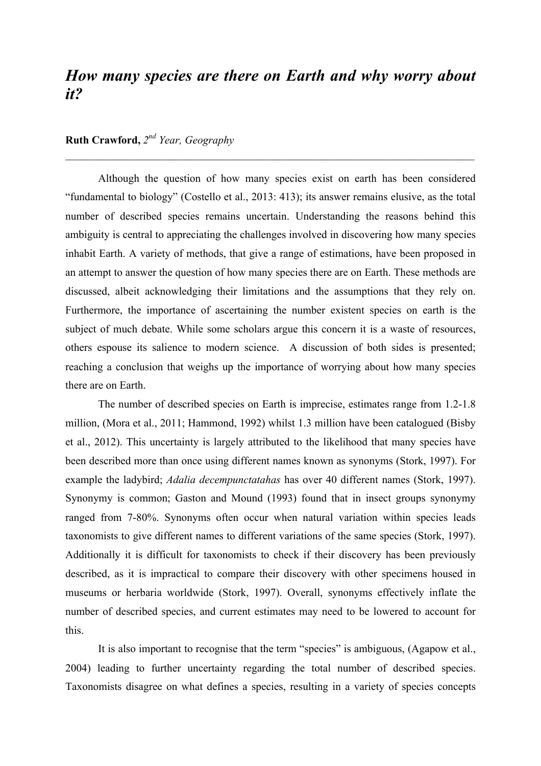# *How many species are there on Earth and why worry about it?*

**Ruth Crawford,** *2nd Year, Geography*

---

Although the question of how many species exist on earth has been considered "fundamental to biology" (Costello et al., 2013: 413); its answer remains elusive, as the total number of described species remains uncertain. Understanding the reasons behind this ambiguity is central to appreciating the challenges involved in discovering how many species inhabit Earth. A variety of methods, that give a range of estimations, have been proposed in an attempt to answer the question of how many species there are on Earth. These methods are discussed, albeit acknowledging their limitations and the assumptions that they rely on. Furthermore, the importance of ascertaining the number existent species on earth is the subject of much debate. While some scholars argue this concern it is a waste of resources, others espouse its salience to modern science. A discussion of both sides is presented; reaching a conclusion that weighs up the importance of worrying about how many species there are on Earth.

The number of described species on Earth is imprecise, estimates range from 1.2-1.8 million, (Mora et al., 2011; Hammond, 1992) whilst 1.3 million have been catalogued (Bisby et al., 2012). This uncertainty is largely attributed to the likelihood that many species have been described more than once using different names known as synonyms (Stork, 1997). For example the ladybird; *Adalia decempunctatahas* has over 40 different names (Stork, 1997). Synonymy is common; Gaston and Mound (1993) found that in insect groups synonymy ranged from 7-80%. Synonyms often occur when natural variation within species leads taxonomists to give different names to different variations of the same species (Stork, 1997). Additionally it is difficult for taxonomists to check if their discovery has been previously described, as it is impractical to compare their discovery with other specimens housed in museums or herbaria worldwide (Stork, 1997). Overall, synonyms effectively inflate the number of described species, and current estimates may need to be lowered to account for this.

It is also important to recognise that the term "species" is ambiguous, (Agapow et al., 2004) leading to further uncertainty regarding the total number of described species. Taxonomists disagree on what defines a species, resulting in a variety of species concepts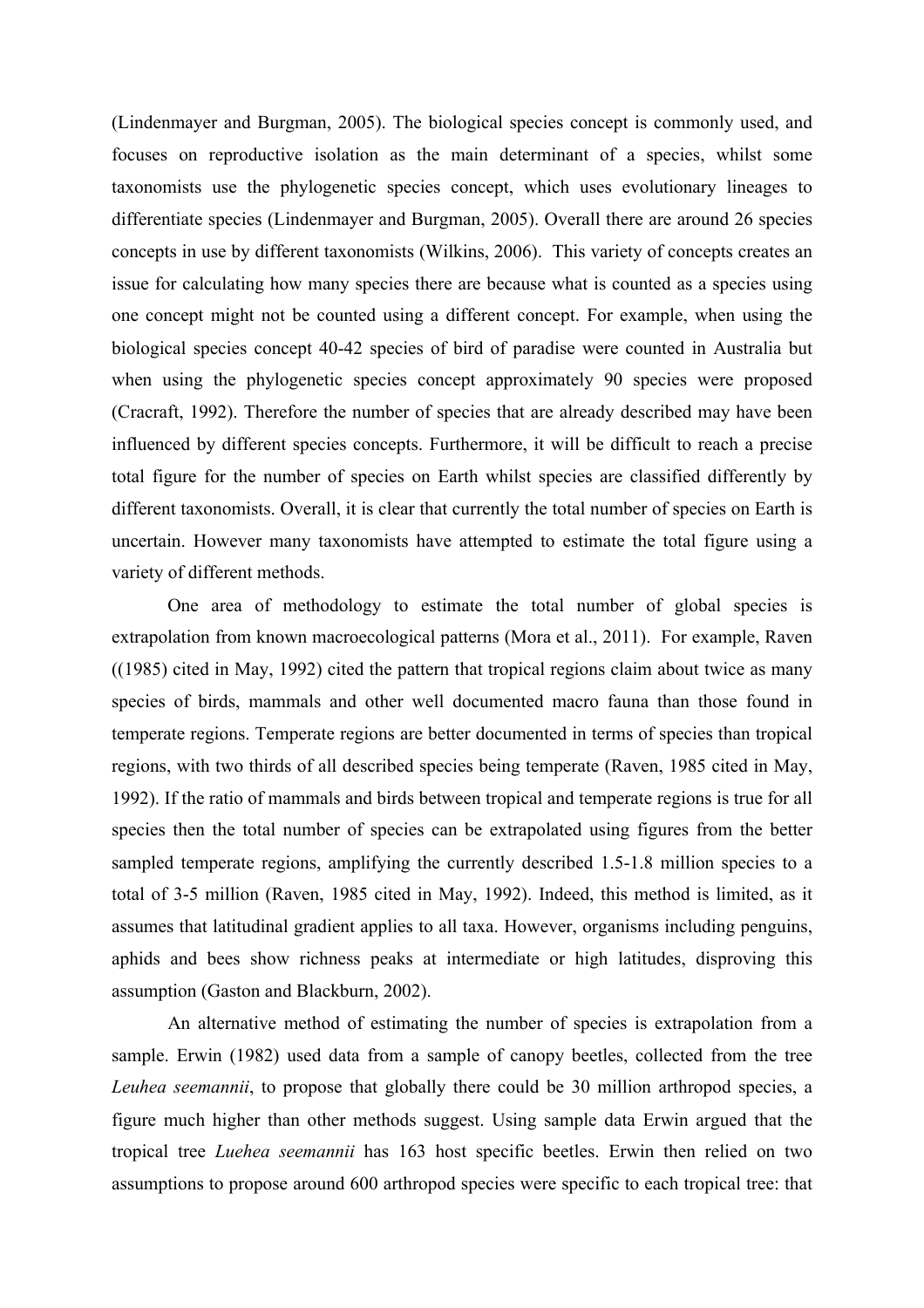(Lindenmayer and Burgman, 2005). The biological species concept is commonly used, and focuses on reproductive isolation as the main determinant of a species, whilst some taxonomists use the phylogenetic species concept, which uses evolutionary lineages to differentiate species (Lindenmayer and Burgman, 2005). Overall there are around 26 species concepts in use by different taxonomists (Wilkins, 2006). This variety of concepts creates an issue for calculating how many species there are because what is counted as a species using one concept might not be counted using a different concept. For example, when using the biological species concept 40-42 species of bird of paradise were counted in Australia but when using the phylogenetic species concept approximately 90 species were proposed (Cracraft, 1992). Therefore the number of species that are already described may have been influenced by different species concepts. Furthermore, it will be difficult to reach a precise total figure for the number of species on Earth whilst species are classified differently by different taxonomists. Overall, it is clear that currently the total number of species on Earth is uncertain. However many taxonomists have attempted to estimate the total figure using a variety of different methods.

One area of methodology to estimate the total number of global species is extrapolation from known macroecological patterns (Mora et al., 2011). For example, Raven ((1985) cited in May, 1992) cited the pattern that tropical regions claim about twice as many species of birds, mammals and other well documented macro fauna than those found in temperate regions. Temperate regions are better documented in terms of species than tropical regions, with two thirds of all described species being temperate (Raven, 1985 cited in May, 1992). If the ratio of mammals and birds between tropical and temperate regions is true for all species then the total number of species can be extrapolated using figures from the better sampled temperate regions, amplifying the currently described 1.5-1.8 million species to a total of 3-5 million (Raven, 1985 cited in May, 1992). Indeed, this method is limited, as it assumes that latitudinal gradient applies to all taxa. However, organisms including penguins, aphids and bees show richness peaks at intermediate or high latitudes, disproving this assumption (Gaston and Blackburn, 2002).

An alternative method of estimating the number of species is extrapolation from a sample. Erwin (1982) used data from a sample of canopy beetles, collected from the tree *Leuhea seemannii*, to propose that globally there could be 30 million arthropod species, a figure much higher than other methods suggest. Using sample data Erwin argued that the tropical tree *Luehea seemannii* has 163 host specific beetles. Erwin then relied on two assumptions to propose around 600 arthropod species were specific to each tropical tree: that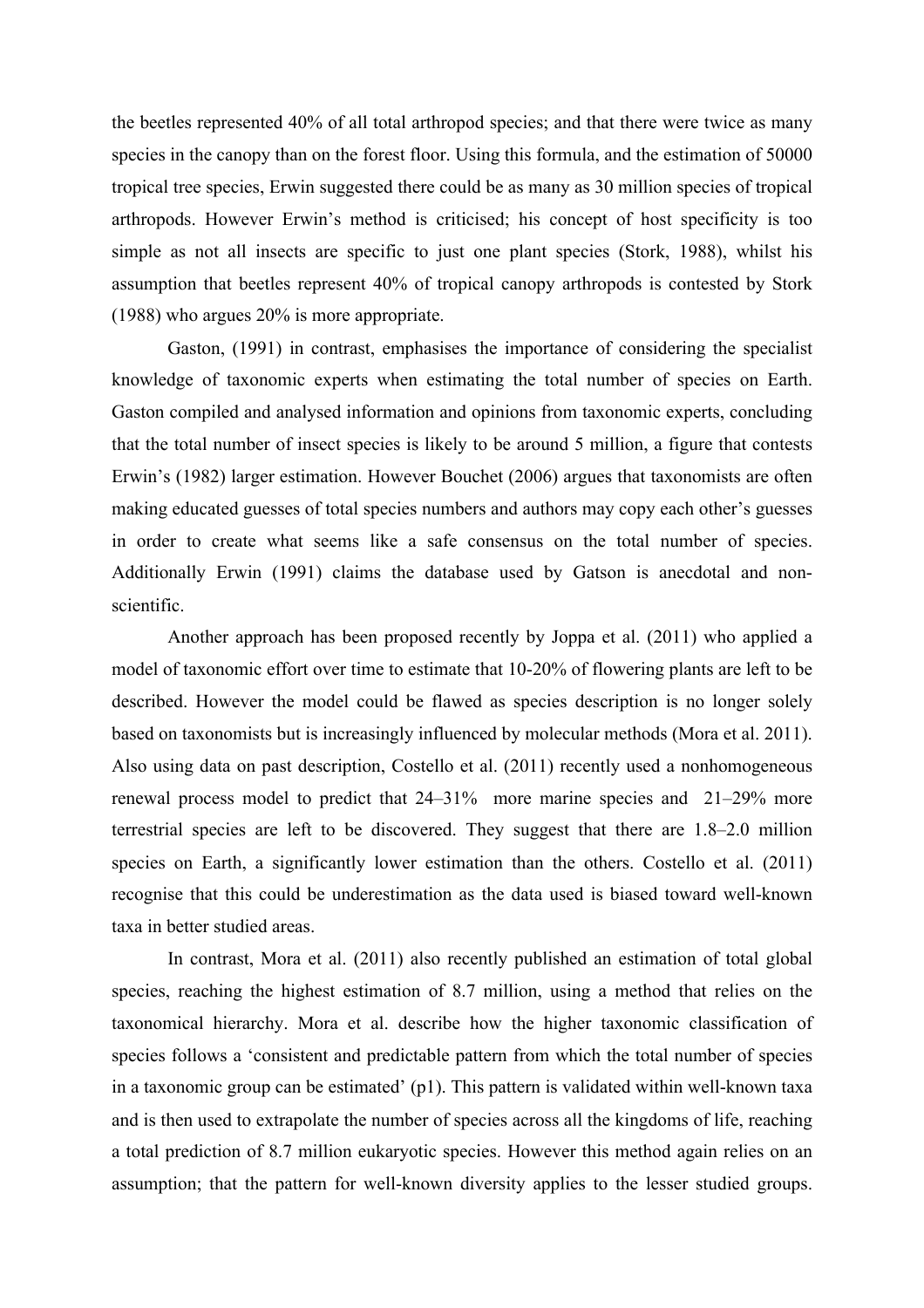the beetles represented 40% of all total arthropod species; and that there were twice as many species in the canopy than on the forest floor. Using this formula, and the estimation of 50000 tropical tree species, Erwin suggested there could be as many as 30 million species of tropical arthropods. However Erwin's method is criticised; his concept of host specificity is too simple as not all insects are specific to just one plant species (Stork, 1988), whilst his assumption that beetles represent 40% of tropical canopy arthropods is contested by Stork (1988) who argues 20% is more appropriate.

Gaston, (1991) in contrast, emphasises the importance of considering the specialist knowledge of taxonomic experts when estimating the total number of species on Earth. Gaston compiled and analysed information and opinions from taxonomic experts, concluding that the total number of insect species is likely to be around 5 million, a figure that contests Erwin's (1982) larger estimation. However Bouchet (2006) argues that taxonomists are often making educated guesses of total species numbers and authors may copy each other's guesses in order to create what seems like a safe consensus on the total number of species. Additionally Erwin (1991) claims the database used by Gatson is anecdotal and non-scientific.

Another approach has been proposed recently by Joppa et al. (2011) who applied a model of taxonomic effort over time to estimate that 10-20% of flowering plants are left to be described. However the model could be flawed as species description is no longer solely based on taxonomists but is increasingly influenced by molecular methods (Mora et al. 2011). Also using data on past description, Costello et al. (2011) recently used a nonhomogeneous renewal process model to predict that 24–31% more marine species and 21–29% more terrestrial species are left to be discovered. They suggest that there are 1.8–2.0 million species on Earth, a significantly lower estimation than the others. Costello et al. (2011) recognise that this could be underestimation as the data used is biased toward well-known taxa in better studied areas.

In contrast, Mora et al. (2011) also recently published an estimation of total global species, reaching the highest estimation of 8.7 million, using a method that relies on the taxonomical hierarchy. Mora et al. describe how the higher taxonomic classification of species follows a 'consistent and predictable pattern from which the total number of species in a taxonomic group can be estimated' (p1). This pattern is validated within well-known taxa and is then used to extrapolate the number of species across all the kingdoms of life, reaching a total prediction of 8.7 million eukaryotic species. However this method again relies on an assumption; that the pattern for well-known diversity applies to the lesser studied groups.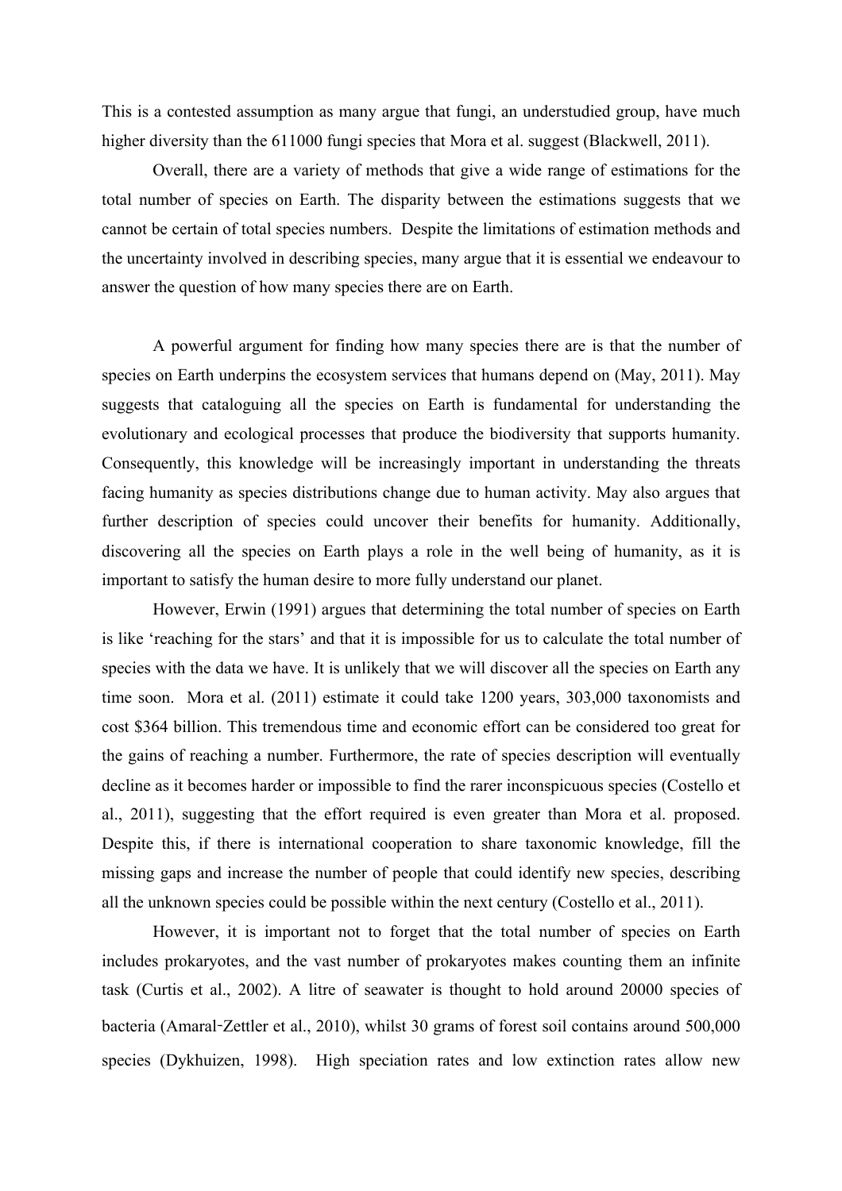This is a contested assumption as many argue that fungi, an understudied group, have much higher diversity than the 611000 fungi species that Mora et al. suggest (Blackwell, 2011).

Overall, there are a variety of methods that give a wide range of estimations for the total number of species on Earth. The disparity between the estimations suggests that we cannot be certain of total species numbers. Despite the limitations of estimation methods and the uncertainty involved in describing species, many argue that it is essential we endeavour to answer the question of how many species there are on Earth.

A powerful argument for finding how many species there are is that the number of species on Earth underpins the ecosystem services that humans depend on (May, 2011). May suggests that cataloguing all the species on Earth is fundamental for understanding the evolutionary and ecological processes that produce the biodiversity that supports humanity. Consequently, this knowledge will be increasingly important in understanding the threats facing humanity as species distributions change due to human activity. May also argues that further description of species could uncover their benefits for humanity. Additionally, discovering all the species on Earth plays a role in the well being of humanity, as it is important to satisfy the human desire to more fully understand our planet.

However, Erwin (1991) argues that determining the total number of species on Earth is like 'reaching for the stars' and that it is impossible for us to calculate the total number of species with the data we have. It is unlikely that we will discover all the species on Earth any time soon. Mora et al. (2011) estimate it could take 1200 years, 303,000 taxonomists and cost $364 billion. This tremendous time and economic effort can be considered too great for the gains of reaching a number. Furthermore, the rate of species description will eventually decline as it becomes harder or impossible to find the rarer inconspicuous species (Costello et al., 2011), suggesting that the effort required is even greater than Mora et al. proposed. Despite this, if there is international cooperation to share taxonomic knowledge, fill the missing gaps and increase the number of people that could identify new species, describing all the unknown species could be possible within the next century (Costello et al., 2011).

However, it is important not to forget that the total number of species on Earth includes prokaryotes, and the vast number of prokaryotes makes counting them an infinite task (Curtis et al., 2002). A litre of seawater is thought to hold around 20000 species of bacteria (Amaral-Zettler et al., 2010), whilst 30 grams of forest soil contains around 500,000 species (Dykhuizen, 1998). High speciation rates and low extinction rates allow new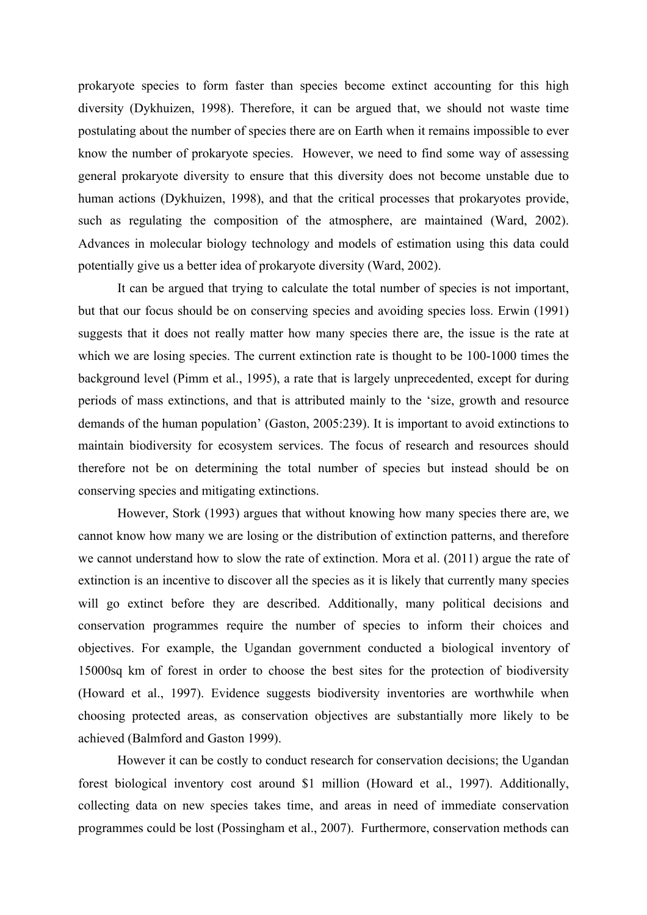prokaryote species to form faster than species become extinct accounting for this high diversity (Dykhuizen, 1998). Therefore, it can be argued that, we should not waste time postulating about the number of species there are on Earth when it remains impossible to ever know the number of prokaryote species. However, we need to find some way of assessing general prokaryote diversity to ensure that this diversity does not become unstable due to human actions (Dykhuizen, 1998), and that the critical processes that prokaryotes provide, such as regulating the composition of the atmosphere, are maintained (Ward, 2002). Advances in molecular biology technology and models of estimation using this data could potentially give us a better idea of prokaryote diversity (Ward, 2002).

It can be argued that trying to calculate the total number of species is not important, but that our focus should be on conserving species and avoiding species loss. Erwin (1991) suggests that it does not really matter how many species there are, the issue is the rate at which we are losing species. The current extinction rate is thought to be 100-1000 times the background level (Pimm et al., 1995), a rate that is largely unprecedented, except for during periods of mass extinctions, and that is attributed mainly to the 'size, growth and resource demands of the human population' (Gaston, 2005:239). It is important to avoid extinctions to maintain biodiversity for ecosystem services. The focus of research and resources should therefore not be on determining the total number of species but instead should be on conserving species and mitigating extinctions.

However, Stork (1993) argues that without knowing how many species there are, we cannot know how many we are losing or the distribution of extinction patterns, and therefore we cannot understand how to slow the rate of extinction. Mora et al. (2011) argue the rate of extinction is an incentive to discover all the species as it is likely that currently many species will go extinct before they are described. Additionally, many political decisions and conservation programmes require the number of species to inform their choices and objectives. For example, the Ugandan government conducted a biological inventory of 15000sq km of forest in order to choose the best sites for the protection of biodiversity (Howard et al., 1997). Evidence suggests biodiversity inventories are worthwhile when choosing protected areas, as conservation objectives are substantially more likely to be achieved (Balmford and Gaston 1999).

However it can be costly to conduct research for conservation decisions; the Ugandan forest biological inventory cost around $1 million (Howard et al., 1997). Additionally, collecting data on new species takes time, and areas in need of immediate conservation programmes could be lost (Possingham et al., 2007). Furthermore, conservation methods can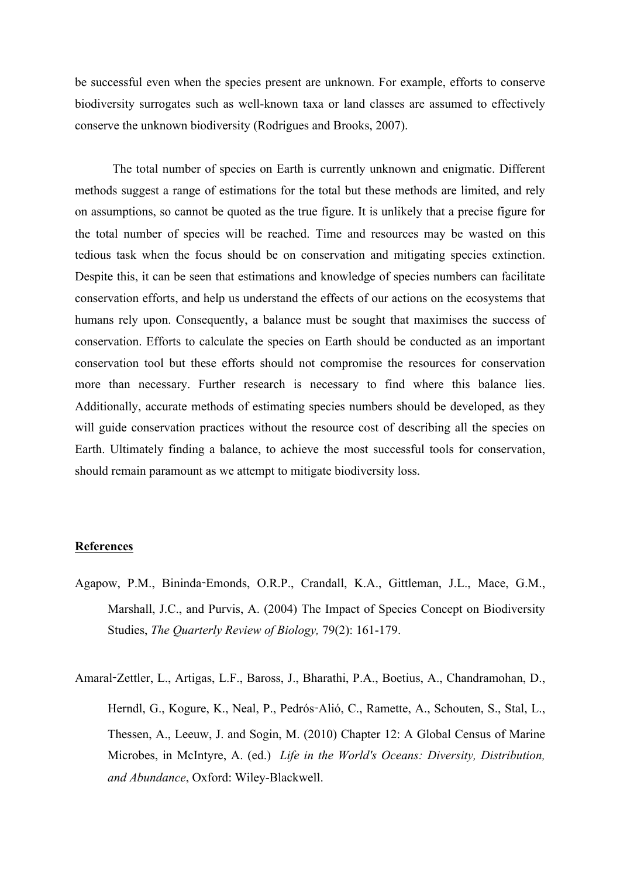be successful even when the species present are unknown. For example, efforts to conserve biodiversity surrogates such as well-known taxa or land classes are assumed to effectively conserve the unknown biodiversity (Rodrigues and Brooks, 2007).

The total number of species on Earth is currently unknown and enigmatic. Different methods suggest a range of estimations for the total but these methods are limited, and rely on assumptions, so cannot be quoted as the true figure. It is unlikely that a precise figure for the total number of species will be reached. Time and resources may be wasted on this tedious task when the focus should be on conservation and mitigating species extinction. Despite this, it can be seen that estimations and knowledge of species numbers can facilitate conservation efforts, and help us understand the effects of our actions on the ecosystems that humans rely upon. Consequently, a balance must be sought that maximises the success of conservation. Efforts to calculate the species on Earth should be conducted as an important conservation tool but these efforts should not compromise the resources for conservation more than necessary. Further research is necessary to find where this balance lies. Additionally, accurate methods of estimating species numbers should be developed, as they will guide conservation practices without the resource cost of describing all the species on Earth. Ultimately finding a balance, to achieve the most successful tools for conservation, should remain paramount as we attempt to mitigate biodiversity loss.

## References

Agapow, P.M., Bininda-Emonds, O.R.P., Crandall, K.A., Gittleman, J.L., Mace, G.M., Marshall, J.C., and Purvis, A. (2004) The Impact of Species Concept on Biodiversity Studies, *The Quarterly Review of Biology,* 79(2): 161-179.

Amaral-Zettler, L., Artigas, L.F., Baross, J., Bharathi, P.A., Boetius, A., Chandramohan, D., Herndl, G., Kogure, K., Neal, P., Pedrós-Alió, C., Ramette, A., Schouten, S., Stal, L., Thessen, A., Leeuw, J. and Sogin, M. (2010) Chapter 12: A Global Census of Marine Microbes, in McIntyre, A. (ed.) *Life in the World's Oceans: Diversity, Distribution, and Abundance*, Oxford: Wiley-Blackwell.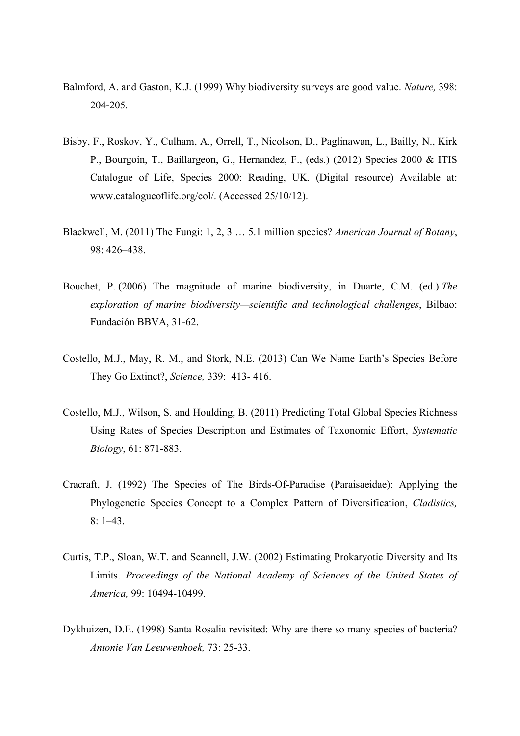Balmford, A. and Gaston, K.J. (1999) Why biodiversity surveys are good value. *Nature,* 398: 204-205.

Bisby, F., Roskov, Y., Culham, A., Orrell, T., Nicolson, D., Paglinawan, L., Bailly, N., Kirk P., Bourgoin, T., Baillargeon, G., Hernandez, F., (eds.) (2012) Species 2000 & ITIS Catalogue of Life, Species 2000: Reading, UK. (Digital resource) Available at: www.catalogueoflife.org/col/. (Accessed 25/10/12).

Blackwell, M. (2011) The Fungi: 1, 2, 3 … 5.1 million species? *American Journal of Botany*, 98: 426–438.

Bouchet, P. (2006) The magnitude of marine biodiversity, in Duarte, C.M. (ed.) *The exploration of marine biodiversity—scientific and technological challenges*, Bilbao: Fundación BBVA, 31-62.

Costello, M.J., May, R. M., and Stork, N.E. (2013) Can We Name Earth's Species Before They Go Extinct?, *Science,* 339: 413- 416.

Costello, M.J., Wilson, S. and Houlding, B. (2011) Predicting Total Global Species Richness Using Rates of Species Description and Estimates of Taxonomic Effort, *Systematic Biology*, 61: 871-883.

Cracraft, J. (1992) The Species of The Birds-Of-Paradise (Paraisaeidae): Applying the Phylogenetic Species Concept to a Complex Pattern of Diversification, *Cladistics,* 8: 1–43.

Curtis, T.P., Sloan, W.T. and Scannell, J.W. (2002) Estimating Prokaryotic Diversity and Its Limits. *Proceedings of the National Academy of Sciences of the United States of America,* 99: 10494-10499.

Dykhuizen, D.E. (1998) Santa Rosalia revisited: Why are there so many species of bacteria? *Antonie Van Leeuwenhoek,* 73: 25-33.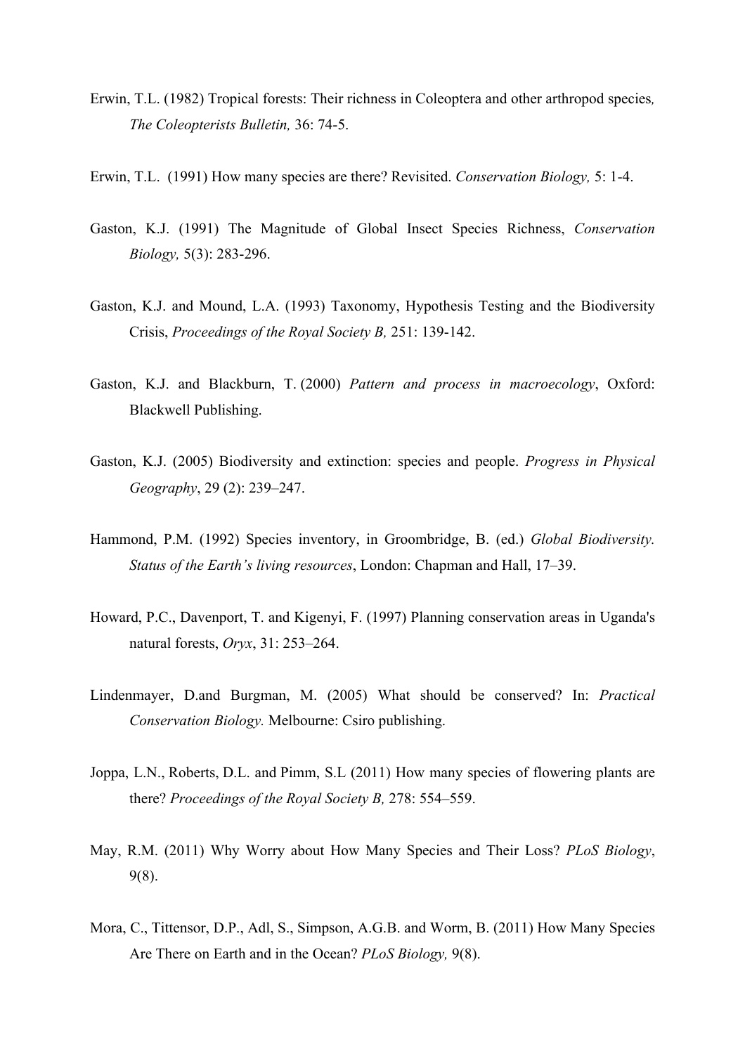Erwin, T.L. (1982) Tropical forests: Their richness in Coleoptera and other arthropod species*,* *The Coleopterists Bulletin,* 36: 74-5.

Erwin, T.L. (1991) How many species are there? Revisited. *Conservation Biology,* 5: 1-4.

Gaston, K.J. (1991) The Magnitude of Global Insect Species Richness, *Conservation Biology,* 5(3): 283-296.

Gaston, K.J. and Mound, L.A. (1993) Taxonomy, Hypothesis Testing and the Biodiversity Crisis, *Proceedings of the Royal Society B,* 251: 139-142.

Gaston, K.J. and Blackburn, T. (2000) *Pattern and process in macroecology*, Oxford: Blackwell Publishing.

Gaston, K.J. (2005) Biodiversity and extinction: species and people. *Progress in Physical Geography*, 29 (2): 239–247.

Hammond, P.M. (1992) Species inventory, in Groombridge, B. (ed.) *Global Biodiversity. Status of the Earth's living resources*, London: Chapman and Hall, 17–39.

Howard, P.C., Davenport, T. and Kigenyi, F. (1997) Planning conservation areas in Uganda's natural forests, *Oryx*, 31: 253–264.

Lindenmayer, D.and Burgman, M. (2005) What should be conserved? In: *Practical Conservation Biology.* Melbourne: Csiro publishing.

Joppa, L.N., Roberts, D.L. and Pimm, S.L (2011) How many species of flowering plants are there? *Proceedings of the Royal Society B,* 278: 554–559.

May, R.M. (2011) Why Worry about How Many Species and Their Loss? *PLoS Biology*, 9(8).

Mora, C., Tittensor, D.P., Adl, S., Simpson, A.G.B. and Worm, B. (2011) How Many Species Are There on Earth and in the Ocean? *PLoS Biology,* 9(8).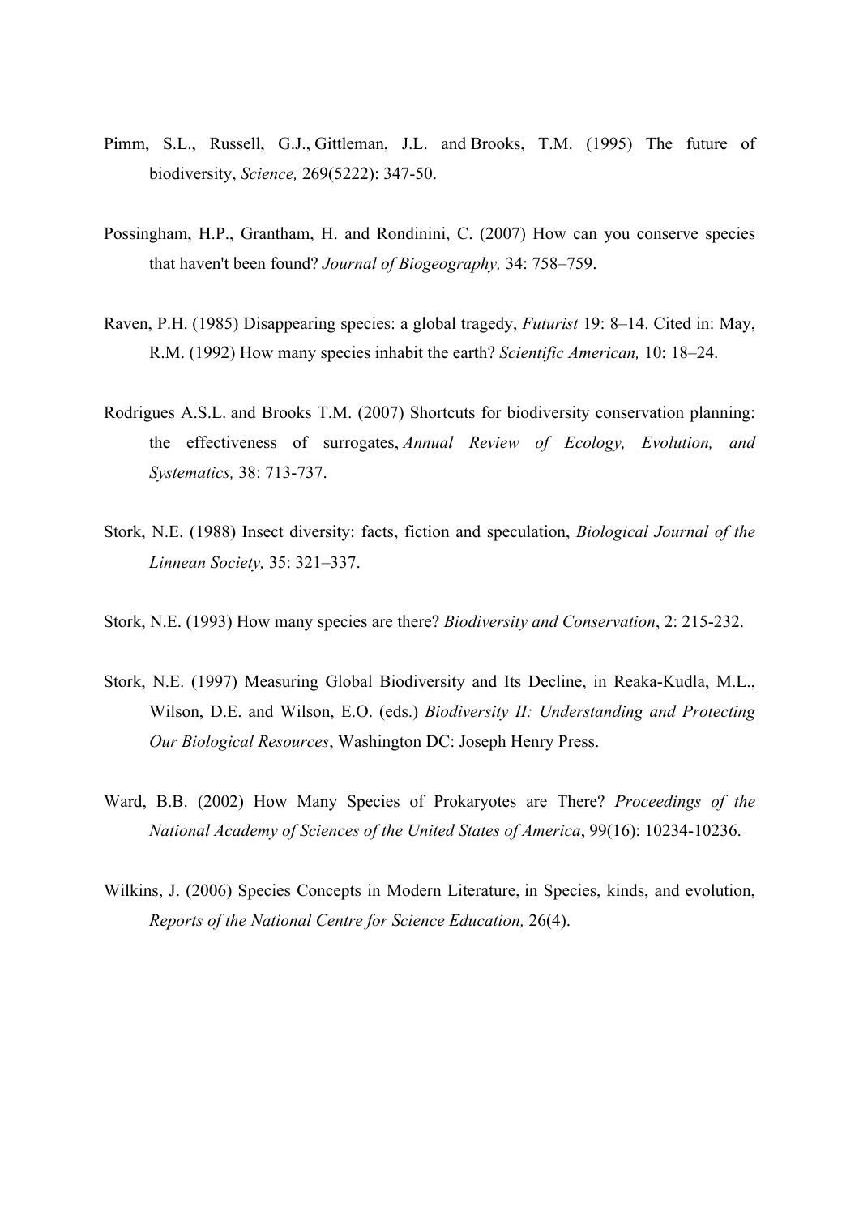Pimm, S.L., Russell, G.J., Gittleman, J.L. and Brooks, T.M. (1995) The future of biodiversity, *Science,* 269(5222): 347-50.

Possingham, H.P., Grantham, H. and Rondinini, C. (2007) How can you conserve species that haven't been found? *Journal of Biogeography,* 34: 758–759.

Raven, P.H. (1985) Disappearing species: a global tragedy, *Futurist* 19: 8–14. Cited in: May, R.M. (1992) How many species inhabit the earth? *Scientific American,* 10: 18–24.

Rodrigues A.S.L. and Brooks T.M. (2007) Shortcuts for biodiversity conservation planning: the effectiveness of surrogates, *Annual Review of Ecology, Evolution, and Systematics,* 38: 713-737.

Stork, N.E. (1988) Insect diversity: facts, fiction and speculation, *Biological Journal of the Linnean Society,* 35: 321–337.

Stork, N.E. (1993) How many species are there? *Biodiversity and Conservation*, 2: 215-232.

Stork, N.E. (1997) Measuring Global Biodiversity and Its Decline, in Reaka-Kudla, M.L., Wilson, D.E. and Wilson, E.O. (eds.) *Biodiversity II: Understanding and Protecting Our Biological Resources*, Washington DC: Joseph Henry Press.

Ward, B.B. (2002) How Many Species of Prokaryotes are There? *Proceedings of the National Academy of Sciences of the United States of America*, 99(16): 10234-10236.

Wilkins, J. (2006) Species Concepts in Modern Literature, in Species, kinds, and evolution, *Reports of the National Centre for Science Education,* 26(4).